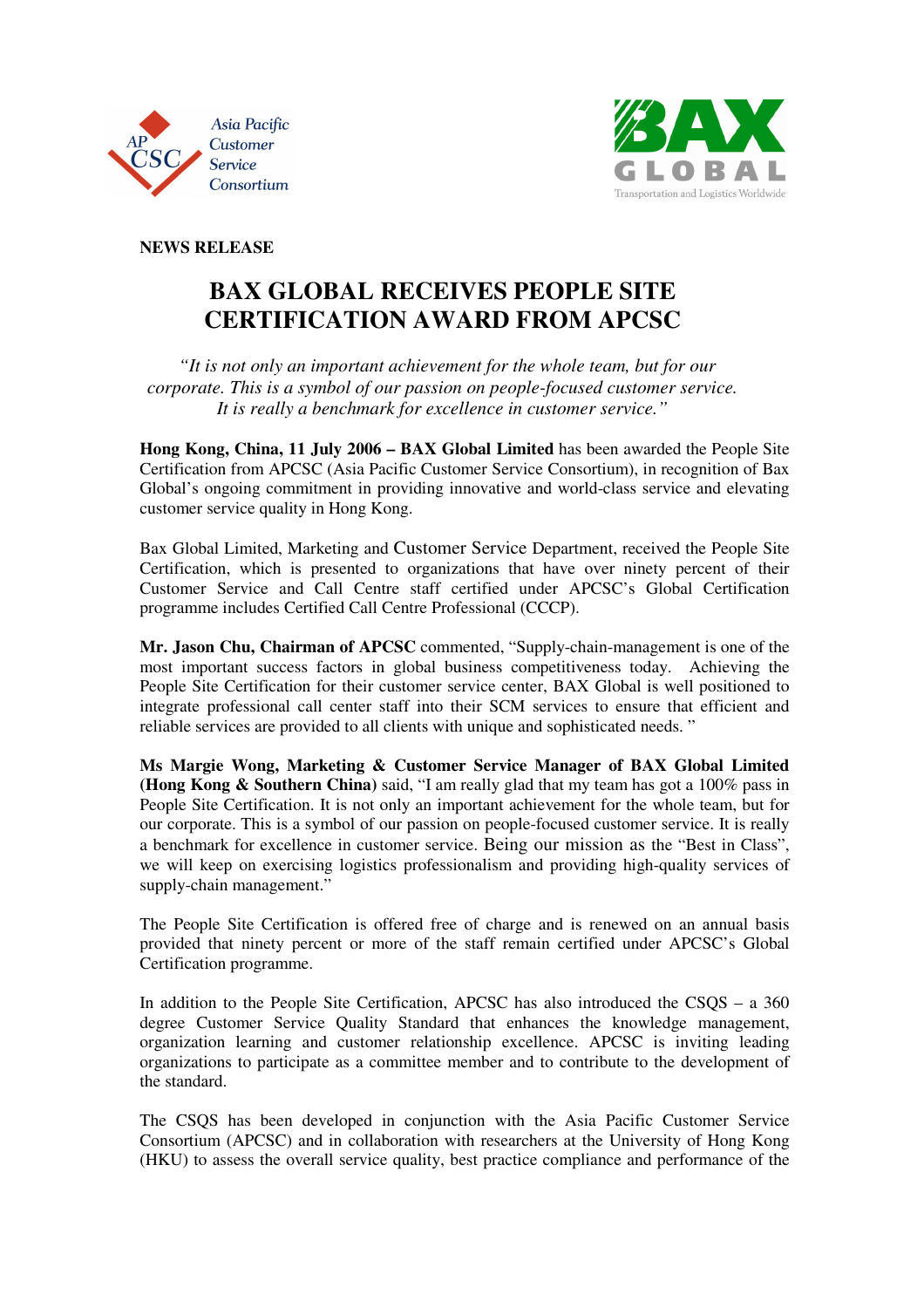**NEWS RELEASE**

# BAX GLOBAL RECEIVES PEOPLE SITE CERTIFICATION AWARD FROM APCSC

*"It is not only an important achievement for the whole team, but for our corporate. This is a symbol of our passion on people-focused customer service. It is really a benchmark for excellence in customer service."*

**Hong Kong, China, 11 July 2006 – BAX Global Limited** has been awarded the People Site Certification from APCSC (Asia Pacific Customer Service Consortium), in recognition of Bax Global's ongoing commitment in providing innovative and world-class service and elevating customer service quality in Hong Kong.

Bax Global Limited, Marketing and Customer Service Department, received the People Site Certification, which is presented to organizations that have over ninety percent of their Customer Service and Call Centre staff certified under APCSC's Global Certification programme includes Certified Call Centre Professional (CCCP).

**Mr. Jason Chu, Chairman of APCSC** commented, "Supply-chain-management is one of the most important success factors in global business competitiveness today. Achieving the People Site Certification for their customer service center, BAX Global is well positioned to integrate professional call center staff into their SCM services to ensure that efficient and reliable services are provided to all clients with unique and sophisticated needs. "

**Ms Margie Wong, Marketing & Customer Service Manager of BAX Global Limited (Hong Kong & Southern China)** said, "I am really glad that my team has got a 100% pass in People Site Certification. It is not only an important achievement for the whole team, but for our corporate. This is a symbol of our passion on people-focused customer service. It is really a benchmark for excellence in customer service. Being our mission as the "Best in Class", we will keep on exercising logistics professionalism and providing high-quality services of supply-chain management."

The People Site Certification is offered free of charge and is renewed on an annual basis provided that ninety percent or more of the staff remain certified under APCSC's Global Certification programme.

In addition to the People Site Certification, APCSC has also introduced the CSQS – a 360 degree Customer Service Quality Standard that enhances the knowledge management, organization learning and customer relationship excellence. APCSC is inviting leading organizations to participate as a committee member and to contribute to the development of the standard.

The CSQS has been developed in conjunction with the Asia Pacific Customer Service Consortium (APCSC) and in collaboration with researchers at the University of Hong Kong (HKU) to assess the overall service quality, best practice compliance and performance of the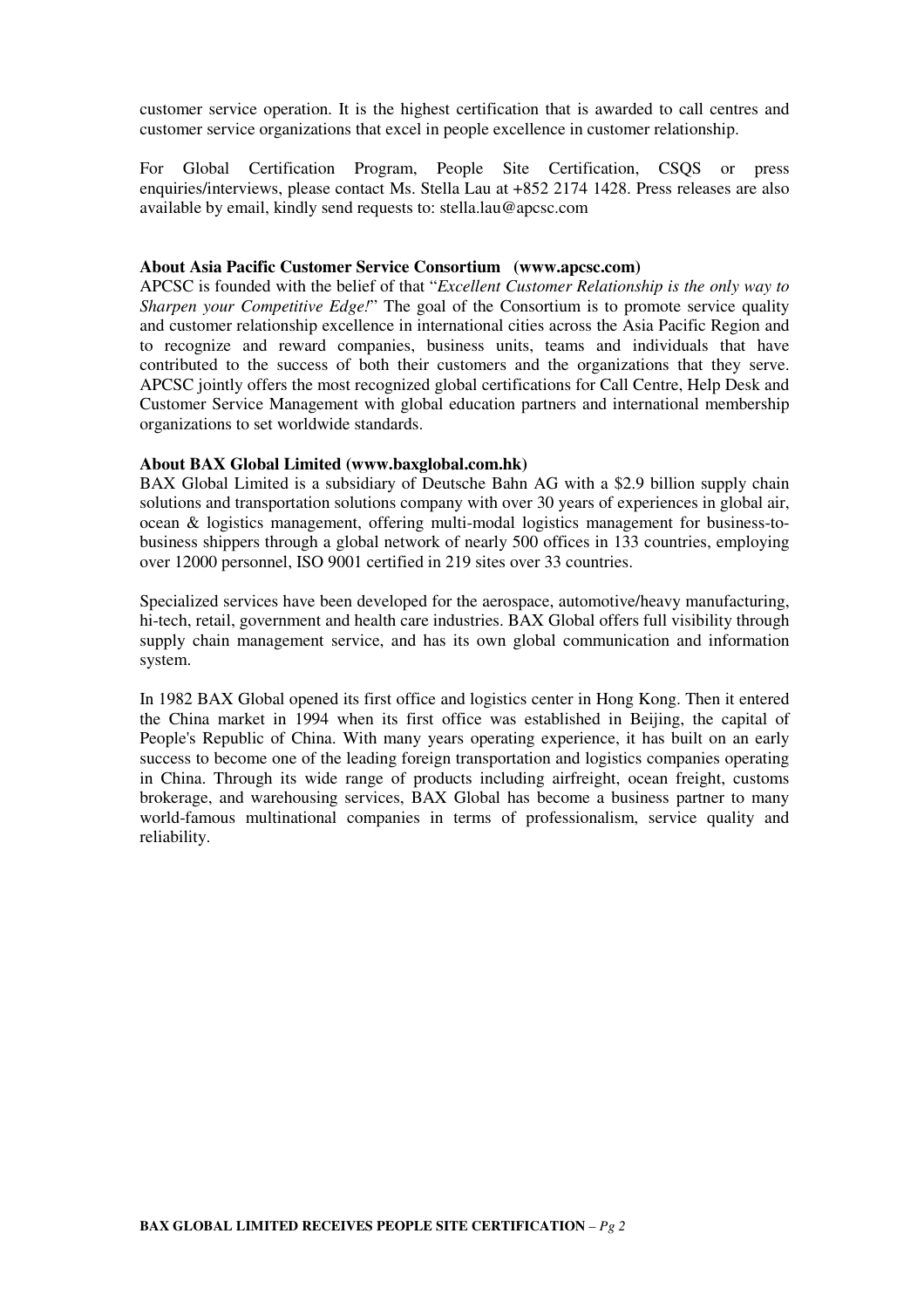customer service operation. It is the highest certification that is awarded to call centres and customer service organizations that excel in people excellence in customer relationship.

For Global Certification Program, People Site Certification, CSQS or press enquiries/interviews, please contact Ms. Stella Lau at +852 2174 1428. Press releases are also available by email, kindly send requests to: stella.lau@apcsc.com

**About Asia Pacific Customer Service Consortium (www.apcsc.com)**

APCSC is founded with the belief of that "*Excellent Customer Relationship is the only way to Sharpen your Competitive Edge!*" The goal of the Consortium is to promote service quality and customer relationship excellence in international cities across the Asia Pacific Region and to recognize and reward companies, business units, teams and individuals that have contributed to the success of both their customers and the organizations that they serve. APCSC jointly offers the most recognized global certifications for Call Centre, Help Desk and Customer Service Management with global education partners and international membership organizations to set worldwide standards.

**About BAX Global Limited (www.baxglobal.com.hk)**

BAX Global Limited is a subsidiary of Deutsche Bahn AG with a $2.9 billion supply chain solutions and transportation solutions company with over 30 years of experiences in global air, ocean & logistics management, offering multi-modal logistics management for business-to-business shippers through a global network of nearly 500 offices in 133 countries, employing over 12000 personnel, ISO 9001 certified in 219 sites over 33 countries.

Specialized services have been developed for the aerospace, automotive/heavy manufacturing, hi-tech, retail, government and health care industries. BAX Global offers full visibility through supply chain management service, and has its own global communication and information system.

In 1982 BAX Global opened its first office and logistics center in Hong Kong. Then it entered the China market in 1994 when its first office was established in Beijing, the capital of People's Republic of China. With many years operating experience, it has built on an early success to become one of the leading foreign transportation and logistics companies operating in China. Through its wide range of products including airfreight, ocean freight, customs brokerage, and warehousing services, BAX Global has become a business partner to many world-famous multinational companies in terms of professionalism, service quality and reliability.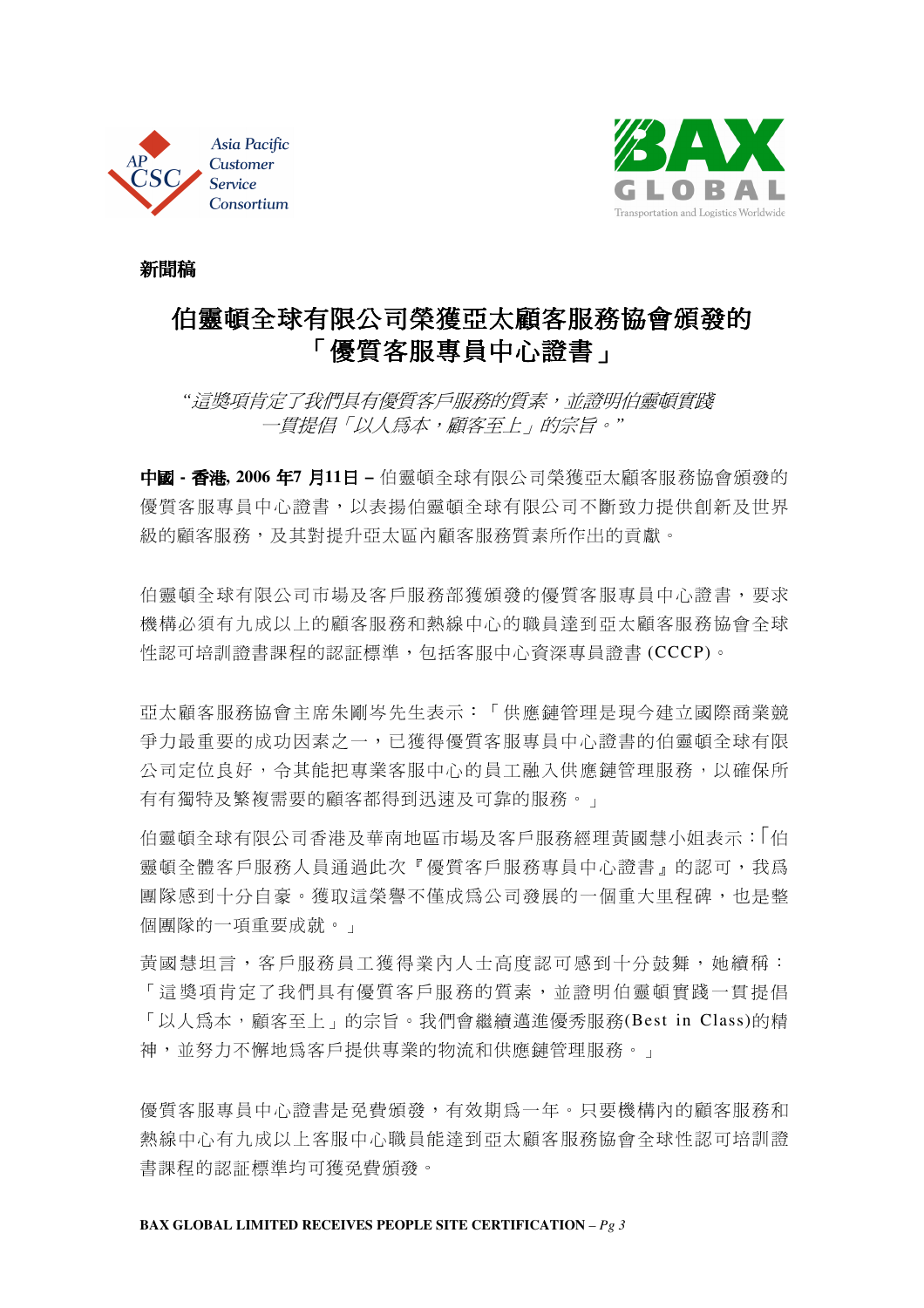**新聞稿**

# 伯靈頓全球有限公司榮獲亞太顧客服務協會頒發的「優質客服專員中心證書」

*"這獎項肯定了我們具有優質客戶服務的質素，並證明伯靈頓實踐一貫提倡「以人爲本，顧客至上」的宗旨。"*

**中國 - 香港, 2006 年7 月11日 –** 伯靈頓全球有限公司榮獲亞太顧客服務協會頒發的優質客服專員中心證書，以表揚伯靈頓全球有限公司不斷致力提供創新及世界級的顧客服務，及其對提升亞太區內顧客服務質素所作出的貢獻。

伯靈頓全球有限公司市場及客戶服務部獲頒發的優質客服專員中心證書，要求機構必須有九成以上的顧客服務和熱線中心的職員達到亞太顧客服務協會全球性認可培訓證書課程的認証標準，包括客服中心資深專員證書 (CCCP)。

亞太顧客服務協會主席朱剛岑先生表示：「供應鏈管理是現今建立國際商業競爭力最重要的成功因素之一，已獲得優質客服專員中心證書的伯靈頓全球有限公司定位良好，令其能把專業客服中心的員工融入供應鏈管理服務，以確保所有有獨特及繁複需要的顧客都得到迅速及可靠的服務。」

伯靈頓全球有限公司香港及華南地區市場及客戶服務經理黃國慧小姐表示：「伯靈頓全體客戶服務人員通過此次『優質客戶服務專員中心證書』的認可，我爲團隊感到十分自豪。獲取這榮譽不僅成爲公司發展的一個重大里程碑，也是整個團隊的一項重要成就。」

黃國慧坦言，客戶服務員工獲得業內人士高度認可感到十分鼓舞，她續稱：「這獎項肯定了我們具有優質客戶服務的質素，並證明伯靈頓實踐一貫提倡「以人爲本，顧客至上」的宗旨。我們會繼續邁進優秀服務(Best in Class)的精神，並努力不懈地爲客戶提供專業的物流和供應鏈管理服務。」

優質客服專員中心證書是免費頒發，有效期爲一年。只要機構內的顧客服務和熱線中心有九成以上客服中心職員能達到亞太顧客服務協會全球性認可培訓證書課程的認証標準均可獲免費頒發。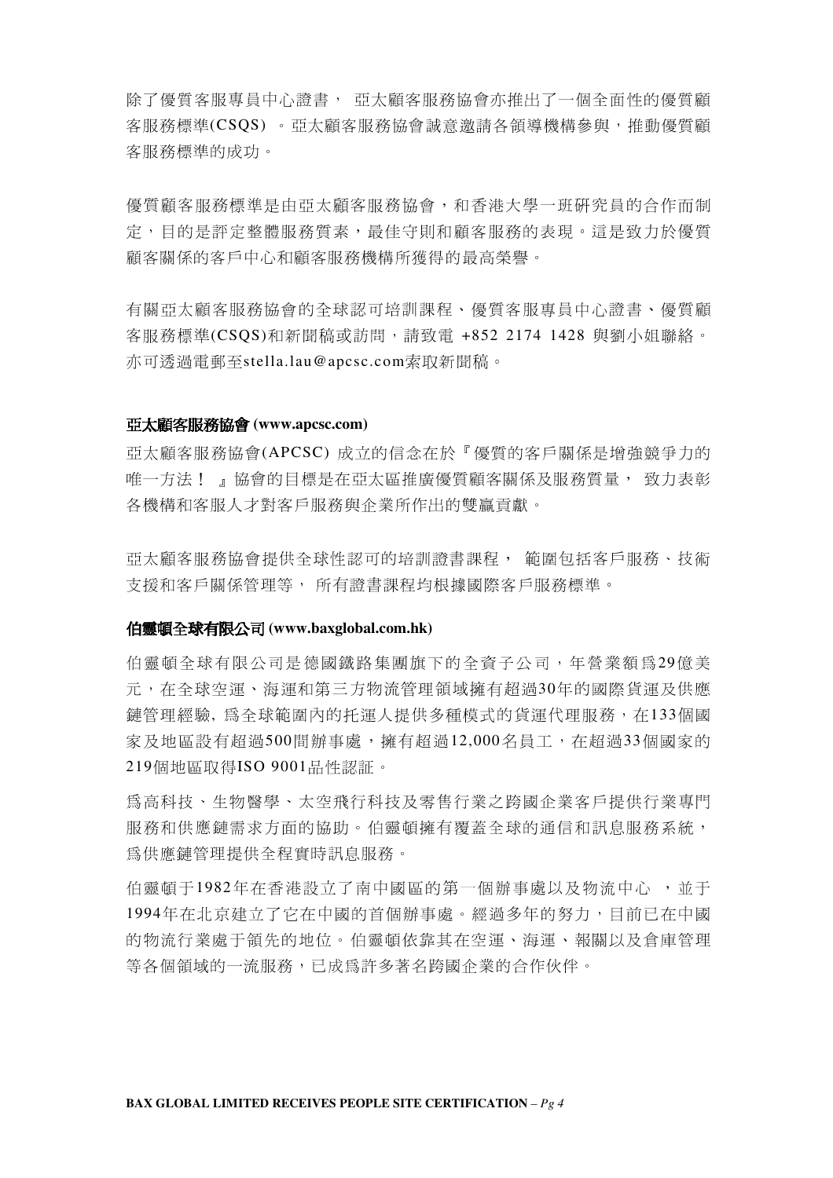除了優質客服專員中心證書， 亞太顧客服務協會亦推出了一個全面性的優質顧客服務標準(CSQS) 。亞太顧客服務協會誠意邀請各領導機構參與，推動優質顧客服務標準的成功。

優質顧客服務標準是由亞太顧客服務協會，和香港大學一班研究員的合作而制定，目的是評定整體服務質素，最佳守則和顧客服務的表現。這是致力於優質顧客關係的客戶中心和顧客服務機構所獲得的最高榮譽。

有關亞太顧客服務協會的全球認可培訓課程、優質客服專員中心證書、優質顧客服務標準(CSQS)和新聞稿或訪問，請致電 +852 2174 1428 與劉小姐聯絡。亦可透過電郵至stella.lau@apcsc.com索取新聞稿。

**亞太顧客服務協會 (www.apcsc.com)**

亞太顧客服務協會(APCSC) 成立的信念在於『優質的客戶關係是增強競爭力的唯一方法！ 』協會的目標是在亞太區推廣優質顧客關係及服務質量， 致力表彰各機構和客服人才對客戶服務與企業所作出的雙贏貢獻。

亞太顧客服務協會提供全球性認可的培訓證書課程， 範圍包括客戶服務、技術支援和客戶關係管理等， 所有證書課程均根據國際客戶服務標準。

**伯靈頓全球有限公司 (www.baxglobal.com.hk)**

伯靈頓全球有限公司是德國鐵路集團旗下的全資子公司，年營業額爲29億美元，在全球空運、海運和第三方物流管理領域擁有超過30年的國際貨運及供應鏈管理經驗, 爲全球範圍內的托運人提供多種模式的貨運代理服務，在133個國家及地區設有超過500間辦事處，擁有超過12,000名員工，在超過33個國家的219個地區取得ISO 9001品性認証。

爲高科技、生物醫學、太空飛行科技及零售行業之跨國企業客戶提供行業專門服務和供應鏈需求方面的協助。伯靈頓擁有覆蓋全球的通信和訊息服務系統，爲供應鏈管理提供全程實時訊息服務。

伯靈頓于1982年在香港設立了南中國區的第一個辦事處以及物流中心 ，並于1994年在北京建立了它在中國的首個辦事處。經過多年的努力，目前已在中國的物流行業處于領先的地位。伯靈頓依靠其在空運、海運、報關以及倉庫管理等各個領域的一流服務，已成爲許多著名跨國企業的合作伙伴。